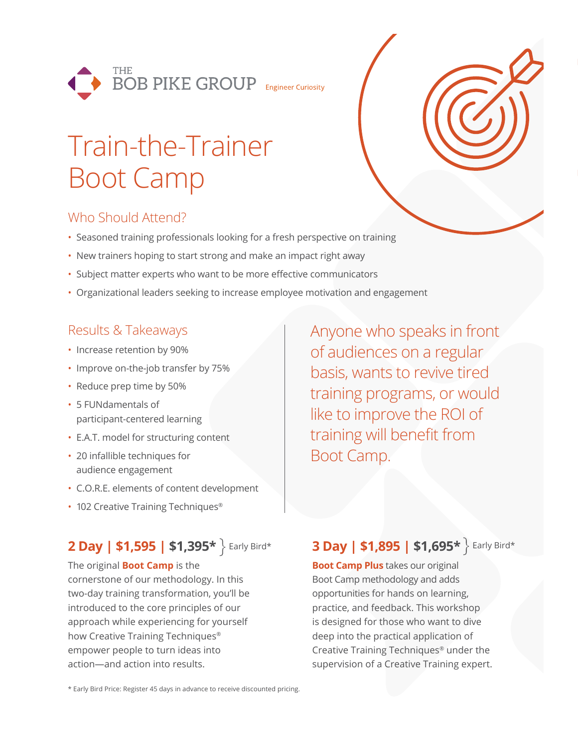THE BOB PIKE GROUP — Engineer Curiosity

# Train-the-Trainer Boot Camp

## Who Should Attend?

- Seasoned training professionals looking for a fresh perspective on training
- New trainers hoping to start strong and make an impact right away
- Subject matter experts who want to be more effective communicators
- Organizational leaders seeking to increase employee motivation and engagement

## Results & Takeaways

- Increase retention by 90%
- Improve on-the-job transfer by 75%
- Reduce prep time by 50%
- 5 FUNdamentals of participant-centered learning
- E.A.T. model for structuring content
- 20 infallible techniques for audience engagement
- C.O.R.E. elements of content development
- 102 Creative Training Techniques®

Anyone who speaks in front of audiences on a regular basis, wants to revive tired training programs, or would like to improve the ROI of training will benefit from Boot Camp.

### 2 Day | $1,595 | $1,395* } Early Bird*

The original **Boot Camp** is the cornerstone of our methodology. In this two-day training transformation, you'll be introduced to the core principles of our approach while experiencing for yourself how Creative Training Techniques® empower people to turn ideas into action—and action into results.

### 3 Day | $1,895 | $1,695* } Early Bird*

**Boot Camp Plus** takes our original Boot Camp methodology and adds opportunities for hands on learning, practice, and feedback. This workshop is designed for those who want to dive deep into the practical application of Creative Training Techniques® under the supervision of a Creative Training expert.

* Early Bird Price: Register 45 days in advance to receive discounted pricing.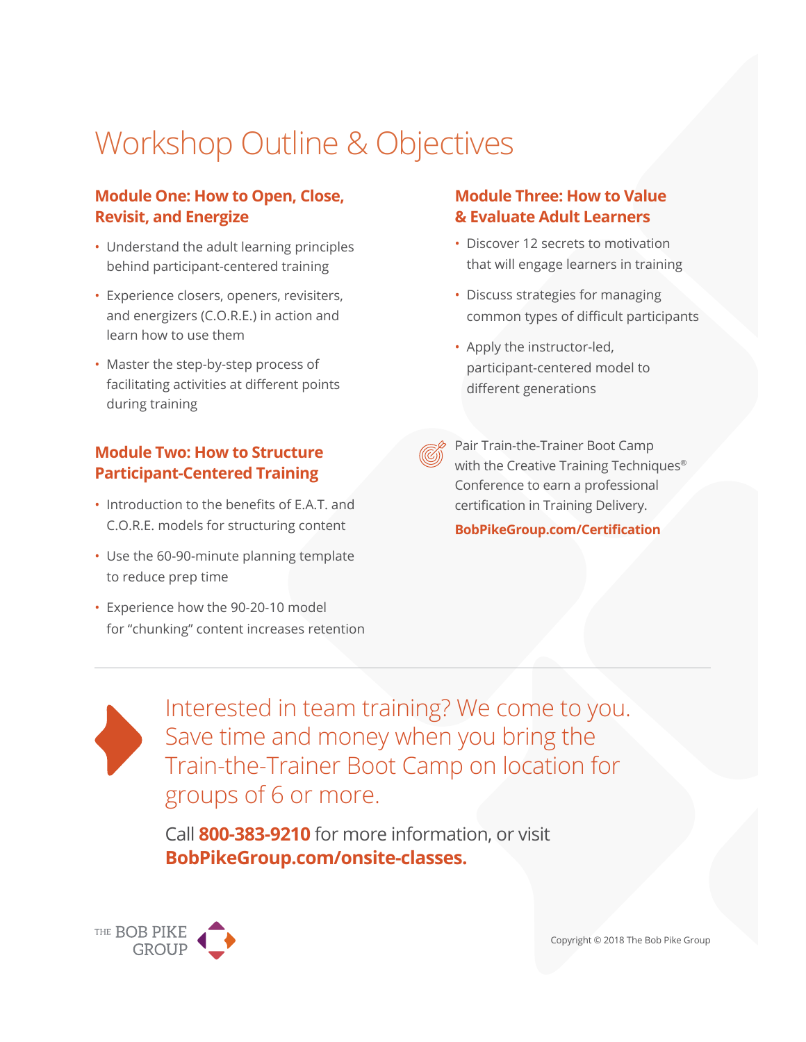# Workshop Outline & Objectives

## Module One: How to Open, Close, Revisit, and Energize

- Understand the adult learning principles behind participant-centered training
- Experience closers, openers, revisiters, and energizers (C.O.R.E.) in action and learn how to use them
- Master the step-by-step process of facilitating activities at different points during training

## Module Two: How to Structure Participant-Centered Training

- Introduction to the benefits of E.A.T. and C.O.R.E. models for structuring content
- Use the 60-90-minute planning template to reduce prep time
- Experience how the 90-20-10 model for "chunking" content increases retention

## Module Three: How to Value & Evaluate Adult Learners

- Discover 12 secrets to motivation that will engage learners in training
- Discuss strategies for managing common types of difficult participants
- Apply the instructor-led, participant-centered model to different generations

Pair Train-the-Trainer Boot Camp with the Creative Training Techniques® Conference to earn a professional certification in Training Delivery.

**BobPikeGroup.com/Certification**

---

Interested in team training? We come to you. Save time and money when you bring the Train-the-Trainer Boot Camp on location for groups of 6 or more.

Call **800-383-9210** for more information, or visit **BobPikeGroup.com/onsite-classes.**

THE BOB PIKE GROUP

Copyright © 2018 The Bob Pike Group